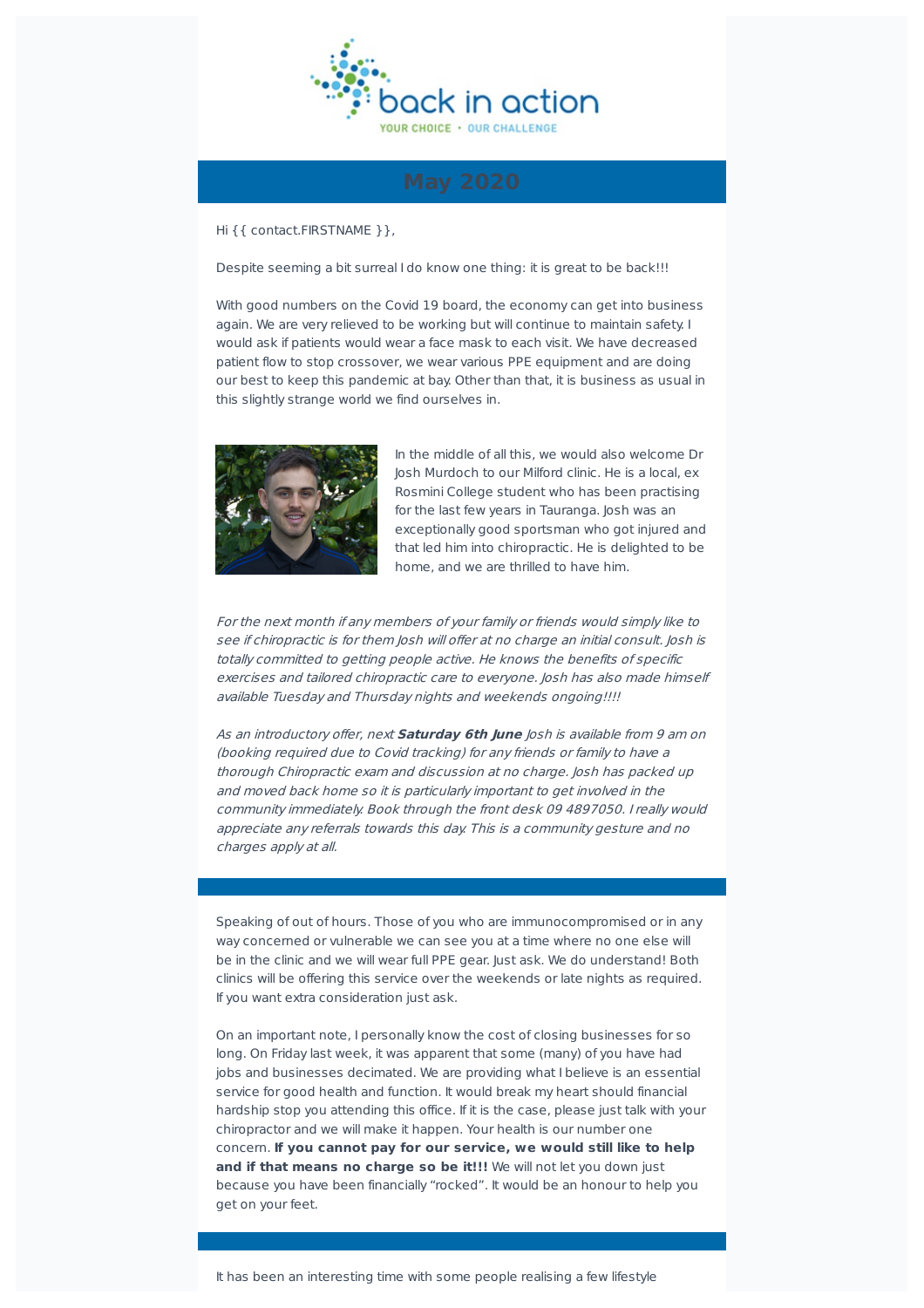back in action

YOUR CHOICE • OUR CHALLENGE

# May 2020

Hi {{ contact.FIRSTNAME }},

Despite seeming a bit surreal I do know one thing: it is great to be back!!!

With good numbers on the Covid 19 board, the economy can get into business again. We are very relieved to be working but will continue to maintain safety. I would ask if patients would wear a face mask to each visit. We have decreased patient flow to stop crossover, we wear various PPE equipment and are doing our best to keep this pandemic at bay. Other than that, it is business as usual in this slightly strange world we find ourselves in.

In the middle of all this, we would also welcome Dr Josh Murdoch to our Milford clinic. He is a local, ex Rosmini College student who has been practising for the last few years in Tauranga. Josh was an exceptionally good sportsman who got injured and that led him into chiropractic. He is delighted to be home, and we are thrilled to have him.

*For the next month if any members of your family or friends would simply like to see if chiropractic is for them Josh will offer at no charge an initial consult. Josh is totally committed to getting people active. He knows the benefits of specific exercises and tailored chiropractic care to everyone. Josh has also made himself available Tuesday and Thursday nights and weekends ongoing!!!!*

*As an introductory offer, next **Saturday 6th June** Josh is available from 9 am on (booking required due to Covid tracking) for any friends or family to have a thorough Chiropractic exam and discussion at no charge. Josh has packed up and moved back home so it is particularly important to get involved in the community immediately. Book through the front desk 09 4897050. I really would appreciate any referrals towards this day. This is a community gesture and no charges apply at all.*

Speaking of out of hours. Those of you who are immunocompromised or in any way concerned or vulnerable we can see you at a time where no one else will be in the clinic and we will wear full PPE gear. Just ask. We do understand! Both clinics will be offering this service over the weekends or late nights as required. If you want extra consideration just ask.

On an important note, I personally know the cost of closing businesses for so long. On Friday last week, it was apparent that some (many) of you have had jobs and businesses decimated. We are providing what I believe is an essential service for good health and function. It would break my heart should financial hardship stop you attending this office. If it is the case, please just talk with your chiropractor and we will make it happen. Your health is our number one concern. **If you cannot pay for our service, we would still like to help and if that means no charge so be it!!!** We will not let you down just because you have been financially "rocked". It would be an honour to help you get on your feet.

It has been an interesting time with some people realising a few lifestyle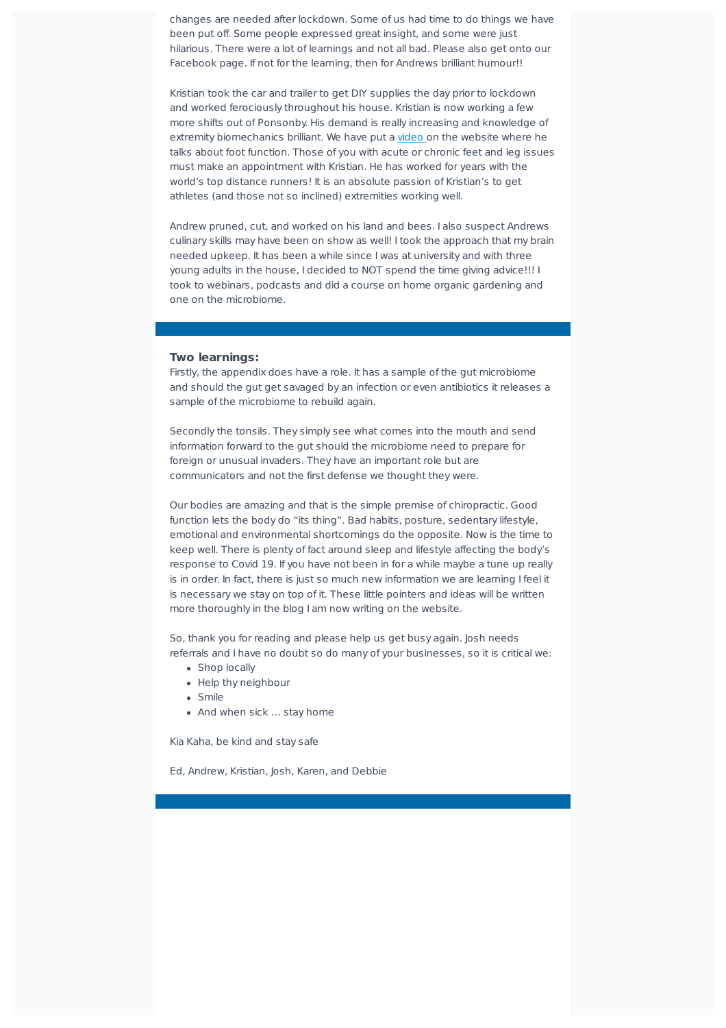changes are needed after lockdown. Some of us had time to do things we have been put off. Some people expressed great insight, and some were just hilarious. There were a lot of learnings and not all bad. Please also get onto our Facebook page. If not for the learning, then for Andrews brilliant humour!!

Kristian took the car and trailer to get DIY supplies the day prior to lockdown and worked ferociously throughout his house. Kristian is now working a few more shifts out of Ponsonby. His demand is really increasing and knowledge of extremity biomechanics brilliant. We have put a video on the website where he talks about foot function. Those of you with acute or chronic feet and leg issues must make an appointment with Kristian. He has worked for years with the world's top distance runners! It is an absolute passion of Kristian's to get athletes (and those not so inclined) extremities working well.

Andrew pruned, cut, and worked on his land and bees. I also suspect Andrews culinary skills may have been on show as well! I took the approach that my brain needed upkeep. It has been a while since I was at university and with three young adults in the house, I decided to NOT spend the time giving advice!!! I took to webinars, podcasts and did a course on home organic gardening and one on the microbiome.

**Two learnings:**

Firstly, the appendix does have a role. It has a sample of the gut microbiome and should the gut get savaged by an infection or even antibiotics it releases a sample of the microbiome to rebuild again.

Secondly the tonsils. They simply see what comes into the mouth and send information forward to the gut should the microbiome need to prepare for foreign or unusual invaders. They have an important role but are communicators and not the first defense we thought they were.

Our bodies are amazing and that is the simple premise of chiropractic. Good function lets the body do "its thing". Bad habits, posture, sedentary lifestyle, emotional and environmental shortcomings do the opposite. Now is the time to keep well. There is plenty of fact around sleep and lifestyle affecting the body's response to Covid 19. If you have not been in for a while maybe a tune up really is in order. In fact, there is just so much new information we are learning I feel it is necessary we stay on top of it. These little pointers and ideas will be written more thoroughly in the blog I am now writing on the website.

So, thank you for reading and please help us get busy again. Josh needs referrals and I have no doubt so do many of your businesses, so it is critical we:

- Shop locally
- Help thy neighbour
- Smile
- And when sick … stay home

Kia Kaha, be kind and stay safe

Ed, Andrew, Kristian, Josh, Karen, and Debbie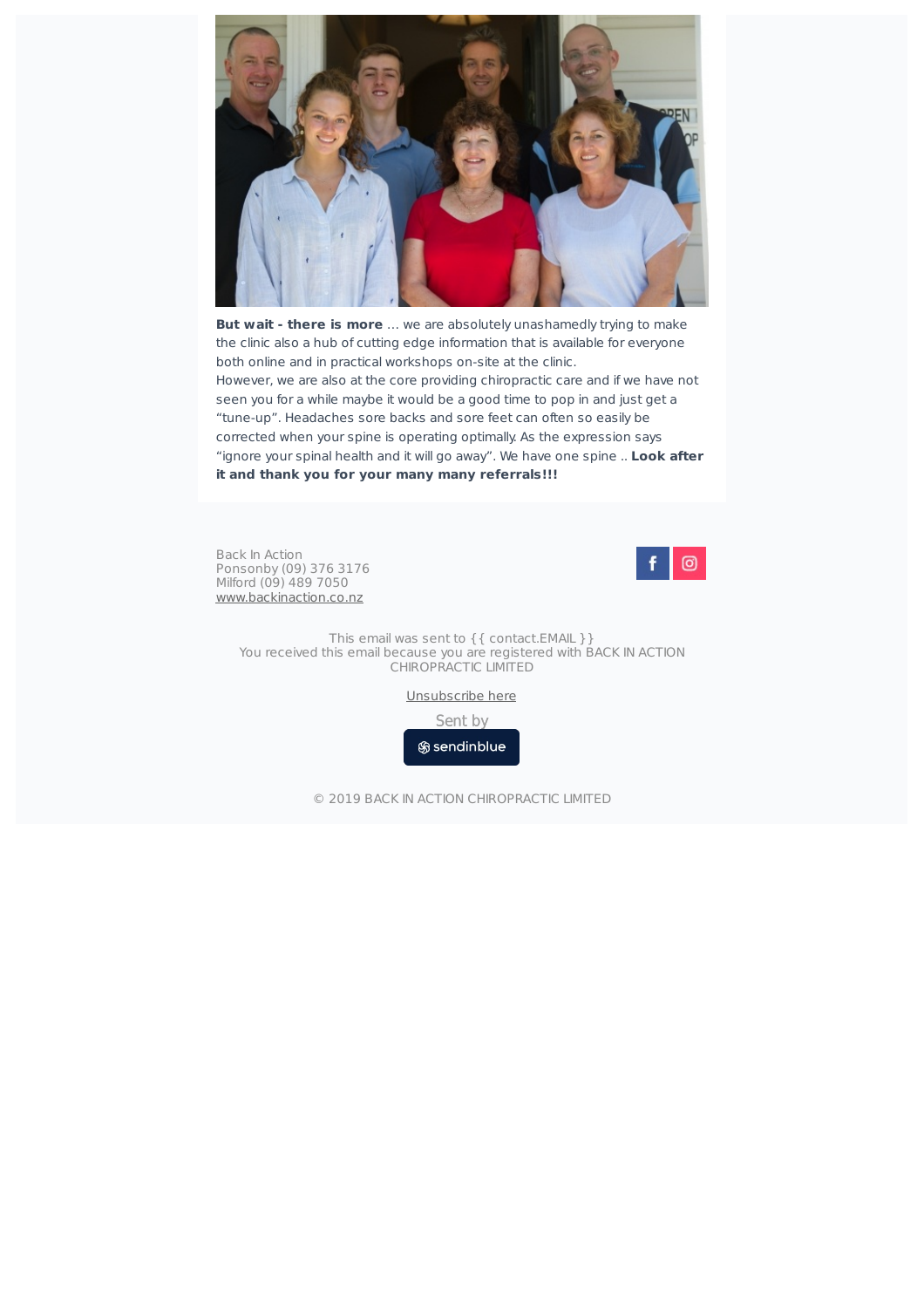**But wait - there is more** … we are absolutely unashamedly trying to make the clinic also a hub of cutting edge information that is available for everyone both online and in practical workshops on-site at the clinic.
However, we are also at the core providing chiropractic care and if we have not seen you for a while maybe it would be a good time to pop in and just get a "tune-up". Headaches sore backs and sore feet can often so easily be corrected when your spine is operating optimally. As the expression says "ignore your spinal health and it will go away". We have one spine .. **Look after it and thank you for your many many referrals!!!**

Back In Action
Ponsonby (09) 376 3176
Milford (09) 489 7050
www.backinaction.co.nz

This email was sent to {{ contact.EMAIL }}
You received this email because you are registered with BACK IN ACTION CHIROPRACTIC LIMITED

Unsubscribe here

Sent by
sendinblue

© 2019 BACK IN ACTION CHIROPRACTIC LIMITED